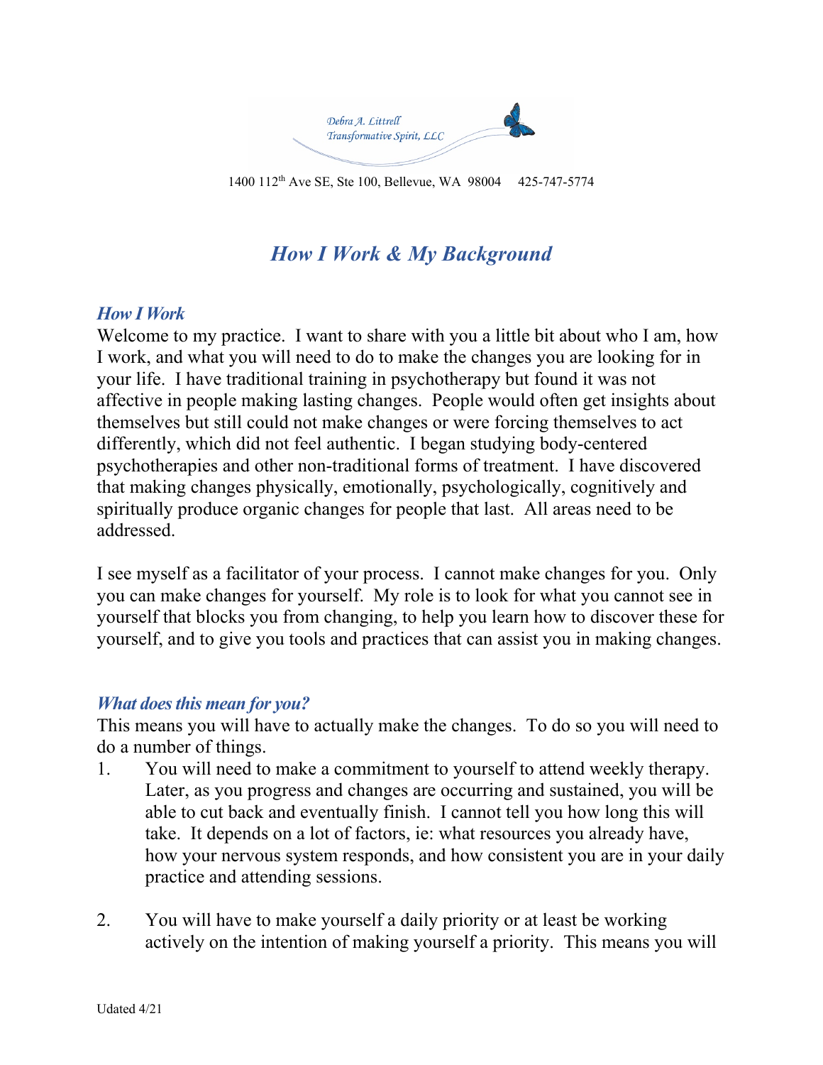Debra A. Littrell
Transformative Spirit, LLC

1400 112th Ave SE, Ste 100, Bellevue, WA 98004  425-747-5774

# *How I Work & My Background*

## *How I Work*

Welcome to my practice. I want to share with you a little bit about who I am, how I work, and what you will need to do to make the changes you are looking for in your life. I have traditional training in psychotherapy but found it was not affective in people making lasting changes. People would often get insights about themselves but still could not make changes or were forcing themselves to act differently, which did not feel authentic. I began studying body-centered psychotherapies and other non-traditional forms of treatment. I have discovered that making changes physically, emotionally, psychologically, cognitively and spiritually produce organic changes for people that last. All areas need to be addressed.

I see myself as a facilitator of your process. I cannot make changes for you. Only you can make changes for yourself. My role is to look for what you cannot see in yourself that blocks you from changing, to help you learn how to discover these for yourself, and to give you tools and practices that can assist you in making changes.

## *What does this mean for you?*

This means you will have to actually make the changes. To do so you will need to do a number of things.

1. You will need to make a commitment to yourself to attend weekly therapy. Later, as you progress and changes are occurring and sustained, you will be able to cut back and eventually finish. I cannot tell you how long this will take. It depends on a lot of factors, ie: what resources you already have, how your nervous system responds, and how consistent you are in your daily practice and attending sessions.

2. You will have to make yourself a daily priority or at least be working actively on the intention of making yourself a priority. This means you will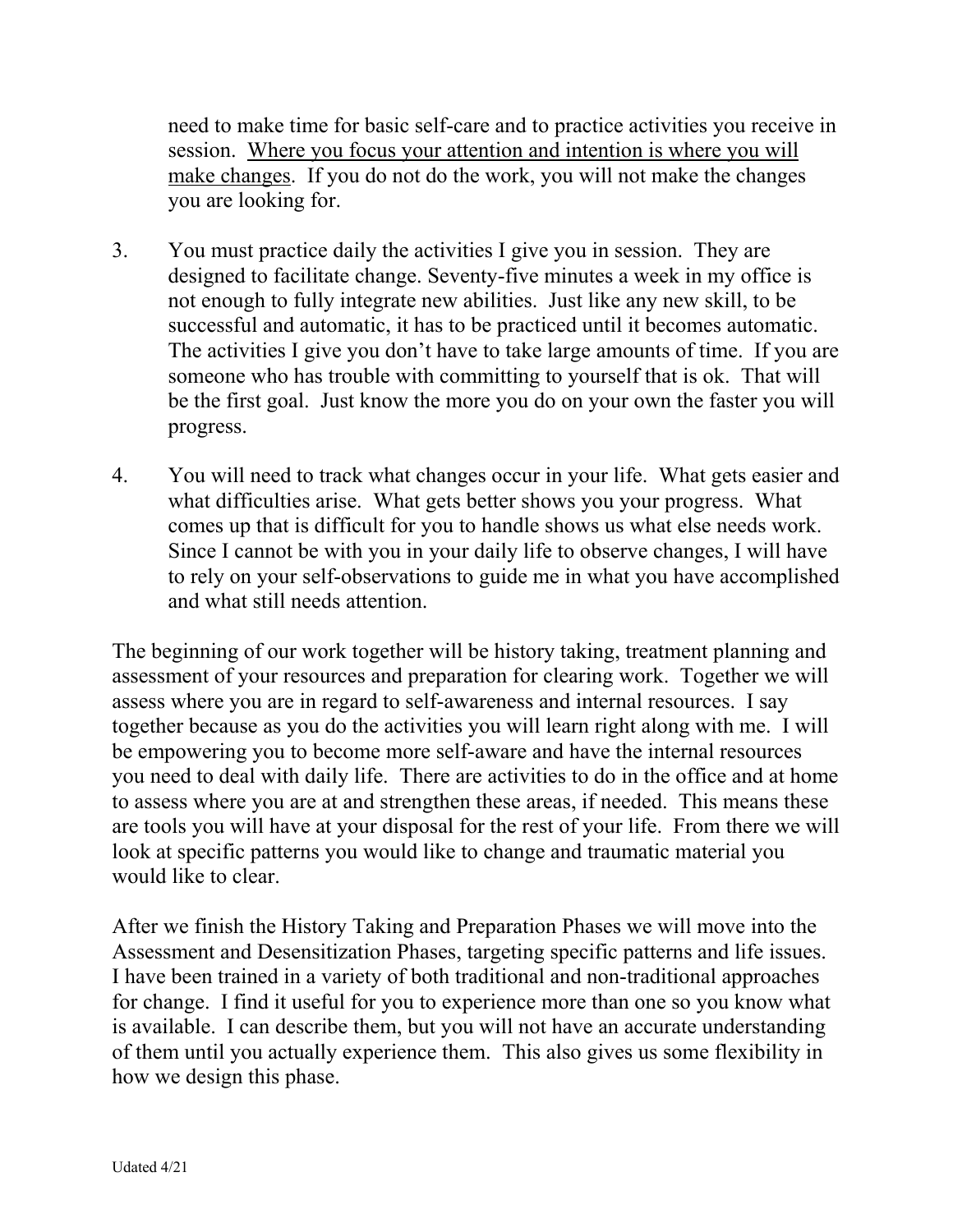need to make time for basic self-care and to practice activities you receive in session. <u>Where you focus your attention and intention is where you will make changes</u>. If you do not do the work, you will not make the changes you are looking for.

3. You must practice daily the activities I give you in session. They are designed to facilitate change. Seventy-five minutes a week in my office is not enough to fully integrate new abilities. Just like any new skill, to be successful and automatic, it has to be practiced until it becomes automatic. The activities I give you don't have to take large amounts of time. If you are someone who has trouble with committing to yourself that is ok. That will be the first goal. Just know the more you do on your own the faster you will progress.

4. You will need to track what changes occur in your life. What gets easier and what difficulties arise. What gets better shows you your progress. What comes up that is difficult for you to handle shows us what else needs work. Since I cannot be with you in your daily life to observe changes, I will have to rely on your self-observations to guide me in what you have accomplished and what still needs attention.

The beginning of our work together will be history taking, treatment planning and assessment of your resources and preparation for clearing work. Together we will assess where you are in regard to self-awareness and internal resources. I say together because as you do the activities you will learn right along with me. I will be empowering you to become more self-aware and have the internal resources you need to deal with daily life. There are activities to do in the office and at home to assess where you are at and strengthen these areas, if needed. This means these are tools you will have at your disposal for the rest of your life. From there we will look at specific patterns you would like to change and traumatic material you would like to clear.

After we finish the History Taking and Preparation Phases we will move into the Assessment and Desensitization Phases, targeting specific patterns and life issues. I have been trained in a variety of both traditional and non-traditional approaches for change. I find it useful for you to experience more than one so you know what is available. I can describe them, but you will not have an accurate understanding of them until you actually experience them. This also gives us some flexibility in how we design this phase.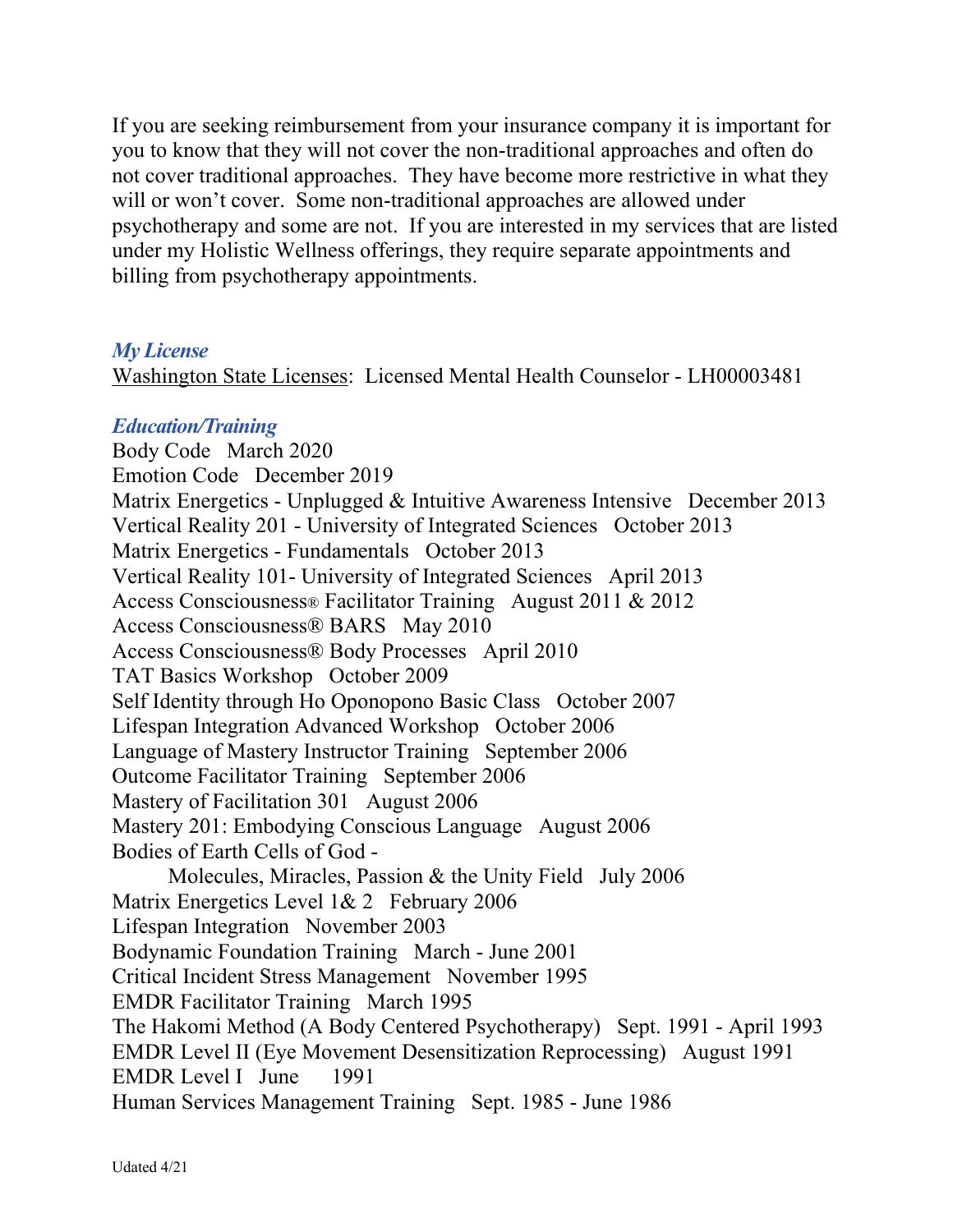If you are seeking reimbursement from your insurance company it is important for you to know that they will not cover the non-traditional approaches and often do not cover traditional approaches. They have become more restrictive in what they will or won't cover. Some non-traditional approaches are allowed under psychotherapy and some are not. If you are interested in my services that are listed under my Holistic Wellness offerings, they require separate appointments and billing from psychotherapy appointments.

### *My License*

<u>Washington State Licenses</u>: Licensed Mental Health Counselor - LH00003481

### *Education/Training*

Body Code March 2020
Emotion Code December 2019
Matrix Energetics - Unplugged & Intuitive Awareness Intensive December 2013
Vertical Reality 201 - University of Integrated Sciences October 2013
Matrix Energetics - Fundamentals October 2013
Vertical Reality 101- University of Integrated Sciences April 2013
Access Consciousness® Facilitator Training August 2011 & 2012
Access Consciousness® BARS May 2010
Access Consciousness® Body Processes April 2010
TAT Basics Workshop October 2009
Self Identity through Ho Oponopono Basic Class October 2007
Lifespan Integration Advanced Workshop October 2006
Language of Mastery Instructor Training September 2006
Outcome Facilitator Training September 2006
Mastery of Facilitation 301 August 2006
Mastery 201: Embodying Conscious Language August 2006
Bodies of Earth Cells of God -
Molecules, Miracles, Passion & the Unity Field July 2006
Matrix Energetics Level 1& 2 February 2006
Lifespan Integration November 2003
Bodynamic Foundation Training March - June 2001
Critical Incident Stress Management November 1995
EMDR Facilitator Training March 1995
The Hakomi Method (A Body Centered Psychotherapy) Sept. 1991 - April 1993
EMDR Level II (Eye Movement Desensitization Reprocessing) August 1991
EMDR Level I June 1991
Human Services Management Training Sept. 1985 - June 1986

Udated 4/21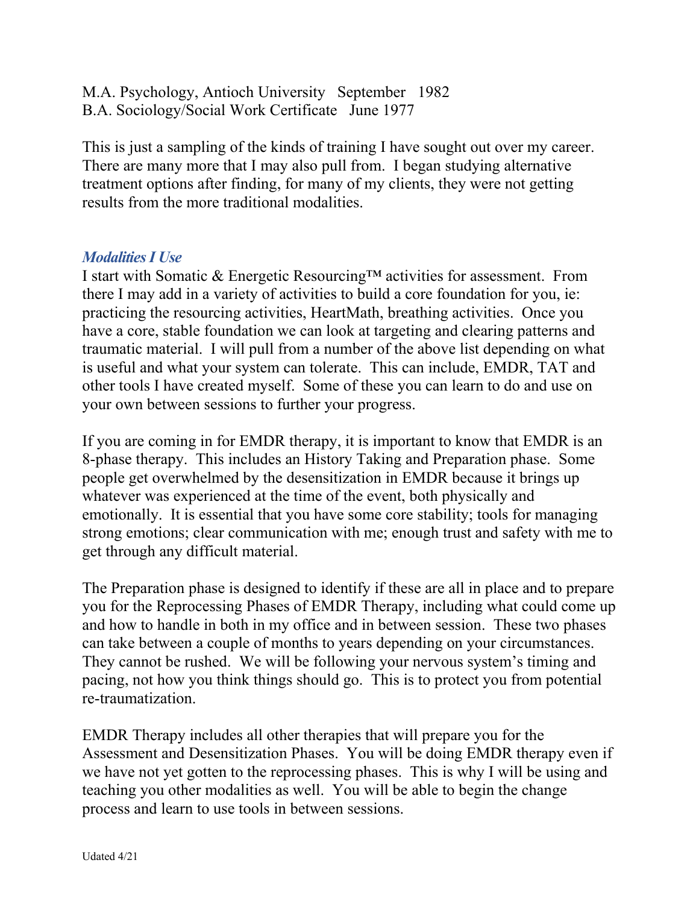M.A. Psychology, Antioch University September 1982
B.A. Sociology/Social Work Certificate June 1977

This is just a sampling of the kinds of training I have sought out over my career. There are many more that I may also pull from. I began studying alternative treatment options after finding, for many of my clients, they were not getting results from the more traditional modalities.

### *Modalities I Use*

I start with Somatic & Energetic Resourcing™ activities for assessment. From there I may add in a variety of activities to build a core foundation for you, ie: practicing the resourcing activities, HeartMath, breathing activities. Once you have a core, stable foundation we can look at targeting and clearing patterns and traumatic material. I will pull from a number of the above list depending on what is useful and what your system can tolerate. This can include, EMDR, TAT and other tools I have created myself. Some of these you can learn to do and use on your own between sessions to further your progress.

If you are coming in for EMDR therapy, it is important to know that EMDR is an 8-phase therapy. This includes an History Taking and Preparation phase. Some people get overwhelmed by the desensitization in EMDR because it brings up whatever was experienced at the time of the event, both physically and emotionally. It is essential that you have some core stability; tools for managing strong emotions; clear communication with me; enough trust and safety with me to get through any difficult material.

The Preparation phase is designed to identify if these are all in place and to prepare you for the Reprocessing Phases of EMDR Therapy, including what could come up and how to handle in both in my office and in between session. These two phases can take between a couple of months to years depending on your circumstances. They cannot be rushed. We will be following your nervous system's timing and pacing, not how you think things should go. This is to protect you from potential re-traumatization.

EMDR Therapy includes all other therapies that will prepare you for the Assessment and Desensitization Phases. You will be doing EMDR therapy even if we have not yet gotten to the reprocessing phases. This is why I will be using and teaching you other modalities as well. You will be able to begin the change process and learn to use tools in between sessions.

Udated 4/21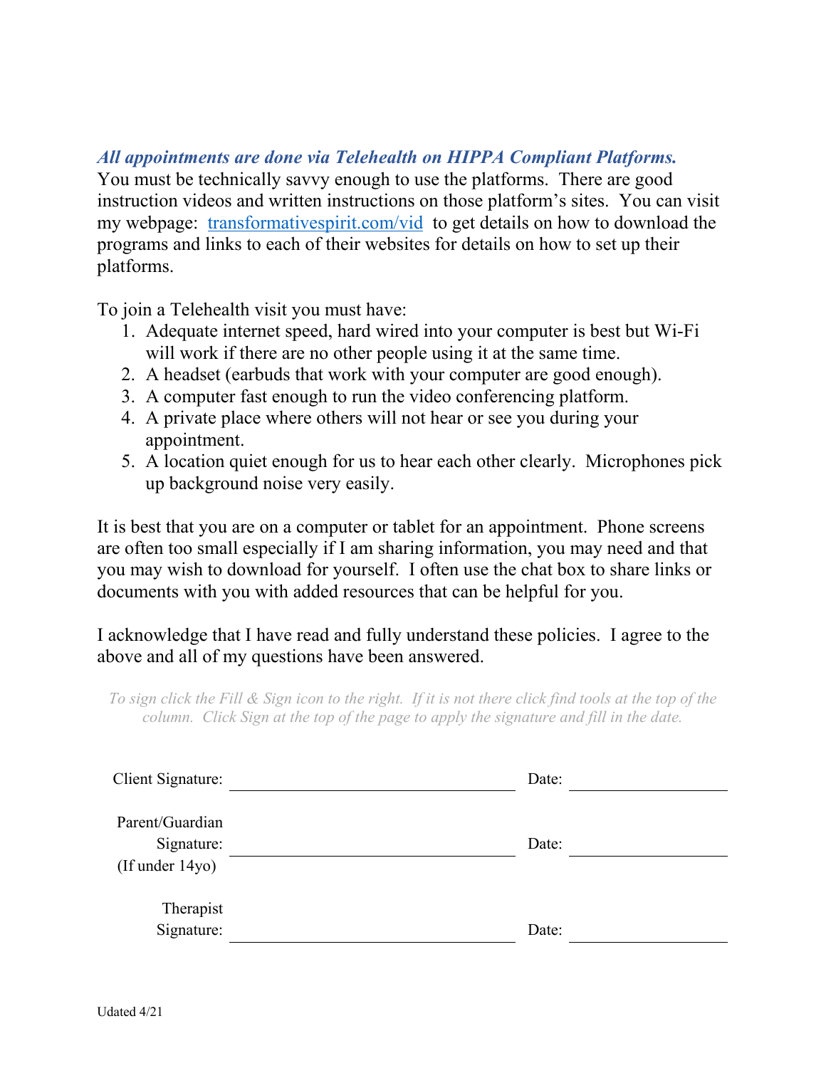***All appointments are done via Telehealth on HIPPA Compliant Platforms.***
You must be technically savvy enough to use the platforms. There are good instruction videos and written instructions on those platform's sites. You can visit my webpage: [transformativespirit.com/vid](transformativespirit.com/vid) to get details on how to download the programs and links to each of their websites for details on how to set up their platforms.

To join a Telehealth visit you must have:

1. Adequate internet speed, hard wired into your computer is best but Wi-Fi will work if there are no other people using it at the same time.
2. A headset (earbuds that work with your computer are good enough).
3. A computer fast enough to run the video conferencing platform.
4. A private place where others will not hear or see you during your appointment.
5. A location quiet enough for us to hear each other clearly. Microphones pick up background noise very easily.

It is best that you are on a computer or tablet for an appointment. Phone screens are often too small especially if I am sharing information, you may need and that you may wish to download for yourself. I often use the chat box to share links or documents with you with added resources that can be helpful for you.

I acknowledge that I have read and fully understand these policies. I agree to the above and all of my questions have been answered.

*To sign click the Fill & Sign icon to the right. If it is not there click find tools at the top of the column. Click Sign at the top of the page to apply the signature and fill in the date.*

Client Signature: \_\_\_\_\_\_\_\_\_\_\_\_\_\_\_\_\_\_\_\_\_\_\_\_ Date: \_\_\_\_\_\_\_\_\_\_\_\_

Parent/Guardian Signature: (If under 14yo) \_\_\_\_\_\_\_\_\_\_\_\_\_\_\_\_\_\_\_\_\_\_\_\_ Date: \_\_\_\_\_\_\_\_\_\_\_\_

Therapist Signature: \_\_\_\_\_\_\_\_\_\_\_\_\_\_\_\_\_\_\_\_\_\_\_\_ Date: \_\_\_\_\_\_\_\_\_\_\_\_

Udated 4/21